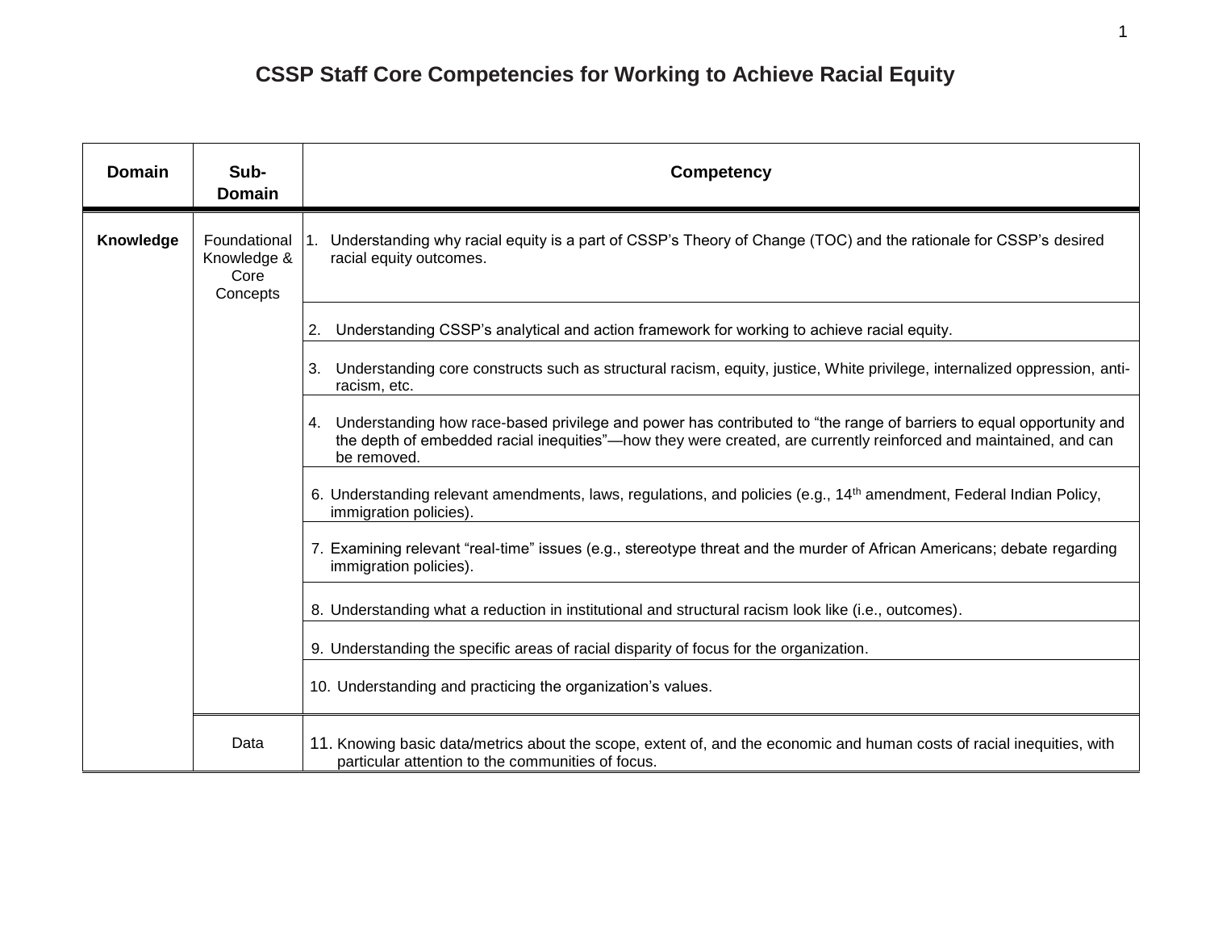# CSSP Staff Core Competencies for Working to Achieve Racial Equity

| Domain | Sub-Domain | Competency |
| --- | --- | --- |
| **Knowledge** | Foundational Knowledge & Core Concepts | 1. Understanding why racial equity is a part of CSSP's Theory of Change (TOC) and the rationale for CSSP's desired racial equity outcomes. |
| | | 2. Understanding CSSP's analytical and action framework for working to achieve racial equity. |
| | | 3. Understanding core constructs such as structural racism, equity, justice, White privilege, internalized oppression, anti-racism, etc. |
| | | 4. Understanding how race-based privilege and power has contributed to "the range of barriers to equal opportunity and the depth of embedded racial inequities"—how they were created, are currently reinforced and maintained, and can be removed. |
| | | 6. Understanding relevant amendments, laws, regulations, and policies (e.g., 14th amendment, Federal Indian Policy, immigration policies). |
| | | 7. Examining relevant "real-time" issues (e.g., stereotype threat and the murder of African Americans; debate regarding immigration policies). |
| | | 8. Understanding what a reduction in institutional and structural racism look like (i.e., outcomes). |
| | | 9. Understanding the specific areas of racial disparity of focus for the organization. |
| | | 10. Understanding and practicing the organization's values. |
| | Data | 11. Knowing basic data/metrics about the scope, extent of, and the economic and human costs of racial inequities, with particular attention to the communities of focus. |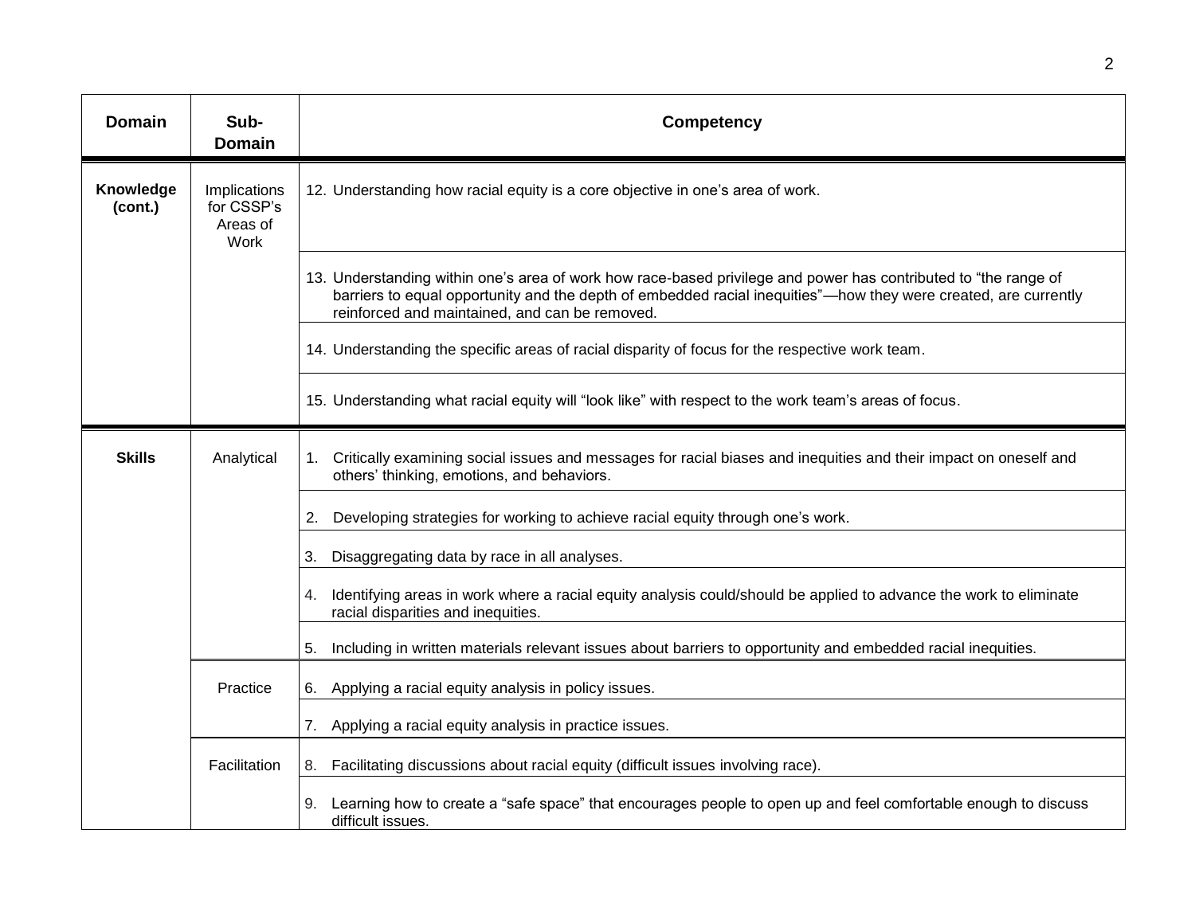| Domain | Sub-Domain | Competency |
|---|---|---|
| **Knowledge (cont.)** | Implications for CSSP's Areas of Work | 12. Understanding how racial equity is a core objective in one's area of work. |
| | | 13. Understanding within one's area of work how race-based privilege and power has contributed to "the range of barriers to equal opportunity and the depth of embedded racial inequities"—how they were created, are currently reinforced and maintained, and can be removed. |
| | | 14. Understanding the specific areas of racial disparity of focus for the respective work team. |
| | | 15. Understanding what racial equity will "look like" with respect to the work team's areas of focus. |
| **Skills** | Analytical | 1. Critically examining social issues and messages for racial biases and inequities and their impact on oneself and others' thinking, emotions, and behaviors. |
| | | 2. Developing strategies for working to achieve racial equity through one's work. |
| | | 3. Disaggregating data by race in all analyses. |
| | | 4. Identifying areas in work where a racial equity analysis could/should be applied to advance the work to eliminate racial disparities and inequities. |
| | | 5. Including in written materials relevant issues about barriers to opportunity and embedded racial inequities. |
| | Practice | 6. Applying a racial equity analysis in policy issues. |
| | | 7. Applying a racial equity analysis in practice issues. |
| | Facilitation | 8. Facilitating discussions about racial equity (difficult issues involving race). |
| | | 9. Learning how to create a "safe space" that encourages people to open up and feel comfortable enough to discuss difficult issues. |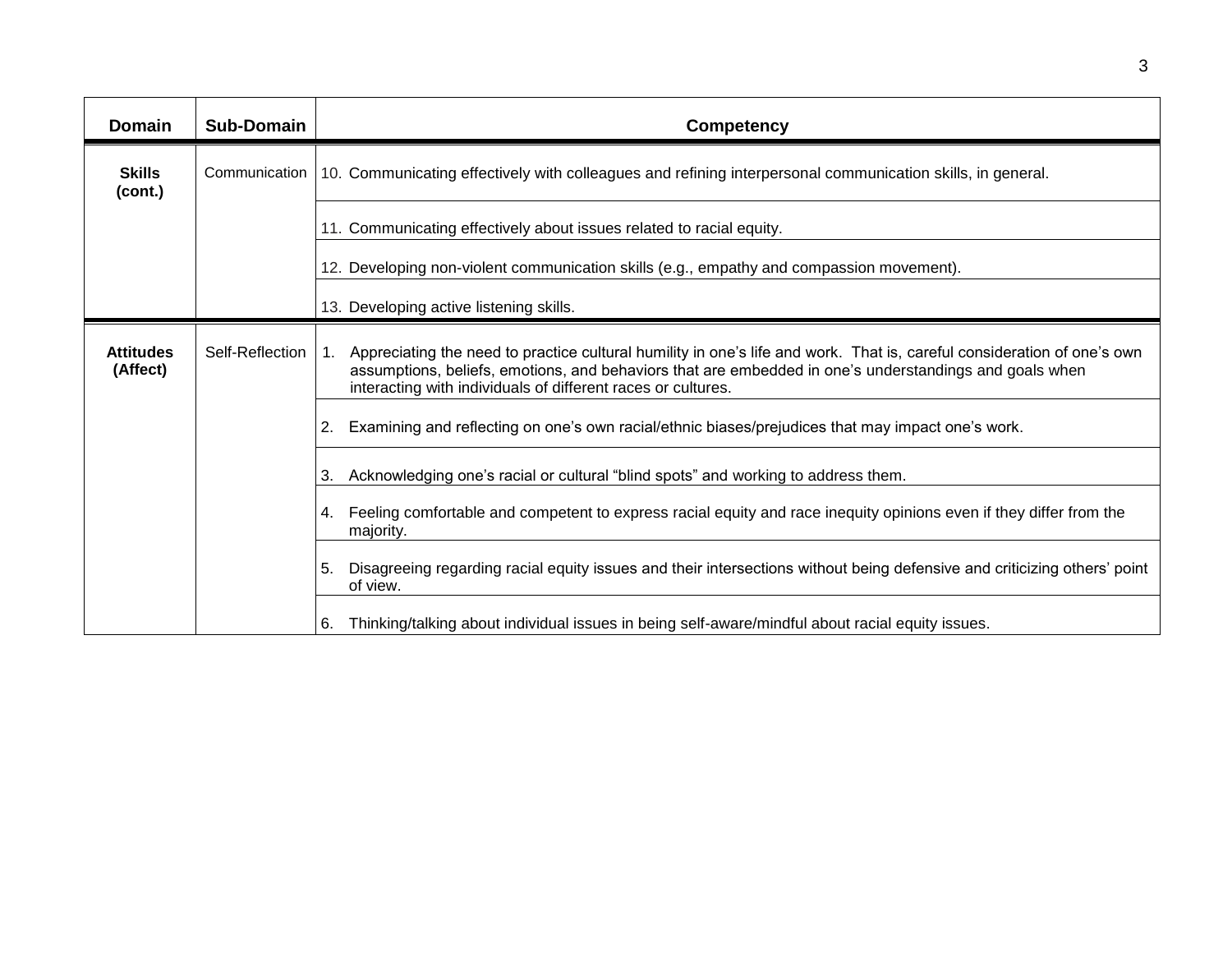| Domain | Sub-Domain | Competency |
|---|---|---|
| **Skills (cont.)** | Communication | 10. Communicating effectively with colleagues and refining interpersonal communication skills, in general. |
| | | 11. Communicating effectively about issues related to racial equity. |
| | | 12. Developing non-violent communication skills (e.g., empathy and compassion movement). |
| | | 13. Developing active listening skills. |
| **Attitudes (Affect)** | Self-Reflection | 1. Appreciating the need to practice cultural humility in one's life and work. That is, careful consideration of one's own assumptions, beliefs, emotions, and behaviors that are embedded in one's understandings and goals when interacting with individuals of different races or cultures. |
| | | 2. Examining and reflecting on one's own racial/ethnic biases/prejudices that may impact one's work. |
| | | 3. Acknowledging one's racial or cultural "blind spots" and working to address them. |
| | | 4. Feeling comfortable and competent to express racial equity and race inequity opinions even if they differ from the majority. |
| | | 5. Disagreeing regarding racial equity issues and their intersections without being defensive and criticizing others' point of view. |
| | | 6. Thinking/talking about individual issues in being self-aware/mindful about racial equity issues. |